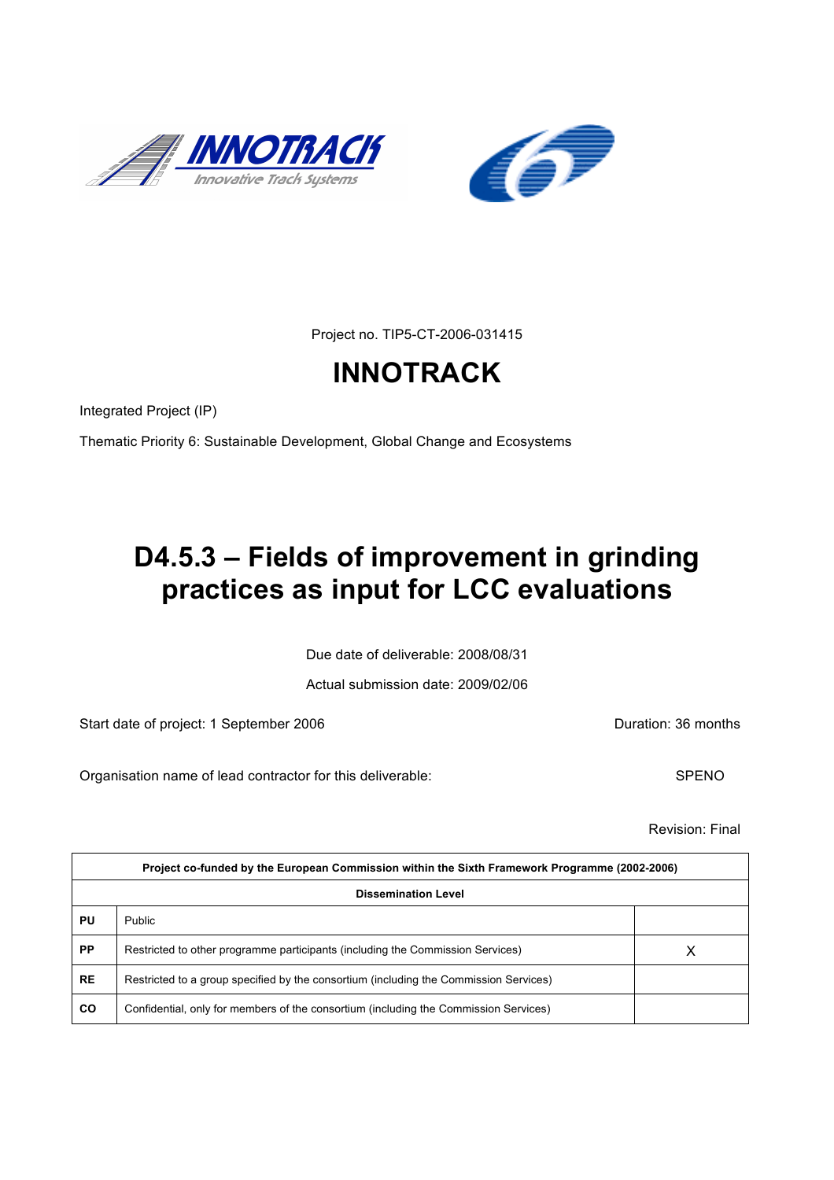Project no. TIP5-CT-2006-031415

# INNOTRACK

Integrated Project (IP)

Thematic Priority 6: Sustainable Development, Global Change and Ecosystems

# D4.5.3 – Fields of improvement in grinding practices as input for LCC evaluations

Due date of deliverable: 2008/08/31

Actual submission date: 2009/02/06

Start date of project: 1 September 2006 Duration: 36 months

Organisation name of lead contractor for this deliverable: SPENO

Revision: Final

| Project co-funded by the European Commission within the Sixth Framework Programme (2002-2006) | | |
|---|---|---|
| **Dissemination Level** | | |
| **PU** | Public | |
| **PP** | Restricted to other programme participants (including the Commission Services) | X |
| **RE** | Restricted to a group specified by the consortium (including the Commission Services) | |
| **CO** | Confidential, only for members of the consortium (including the Commission Services) | |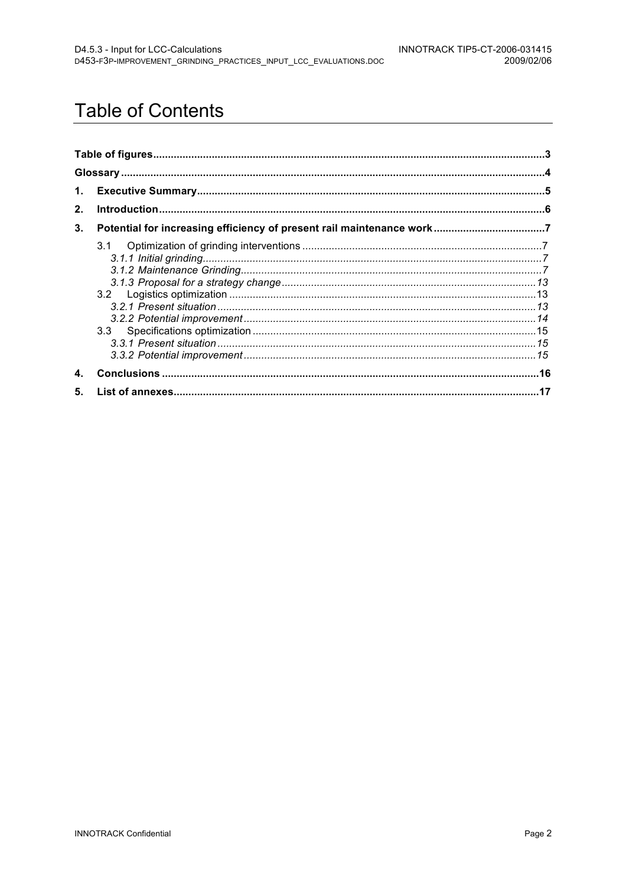# Table of Contents

| | | |
|---|---|---|
| **Table of figures** | | **3** |
| **Glossary** | | **4** |
| **1.** | **Executive Summary** | **5** |
| **2.** | **Introduction** | **6** |
| **3.** | **Potential for increasing efficiency of present rail maintenance work** | **7** |
| | 3.1 Optimization of grinding interventions | 7 |
| | *3.1.1 Initial grinding* | *7* |
| | *3.1.2 Maintenance Grinding* | *7* |
| | *3.1.3 Proposal for a strategy change* | *13* |
| | 3.2 Logistics optimization | 13 |
| | *3.2.1 Present situation* | *13* |
| | *3.2.2 Potential improvement* | *14* |
| | 3.3 Specifications optimization | 15 |
| | *3.3.1 Present situation* | *15* |
| | *3.3.2 Potential improvement* | *15* |
| **4.** | **Conclusions** | **16** |
| **5.** | **List of annexes** | **17** |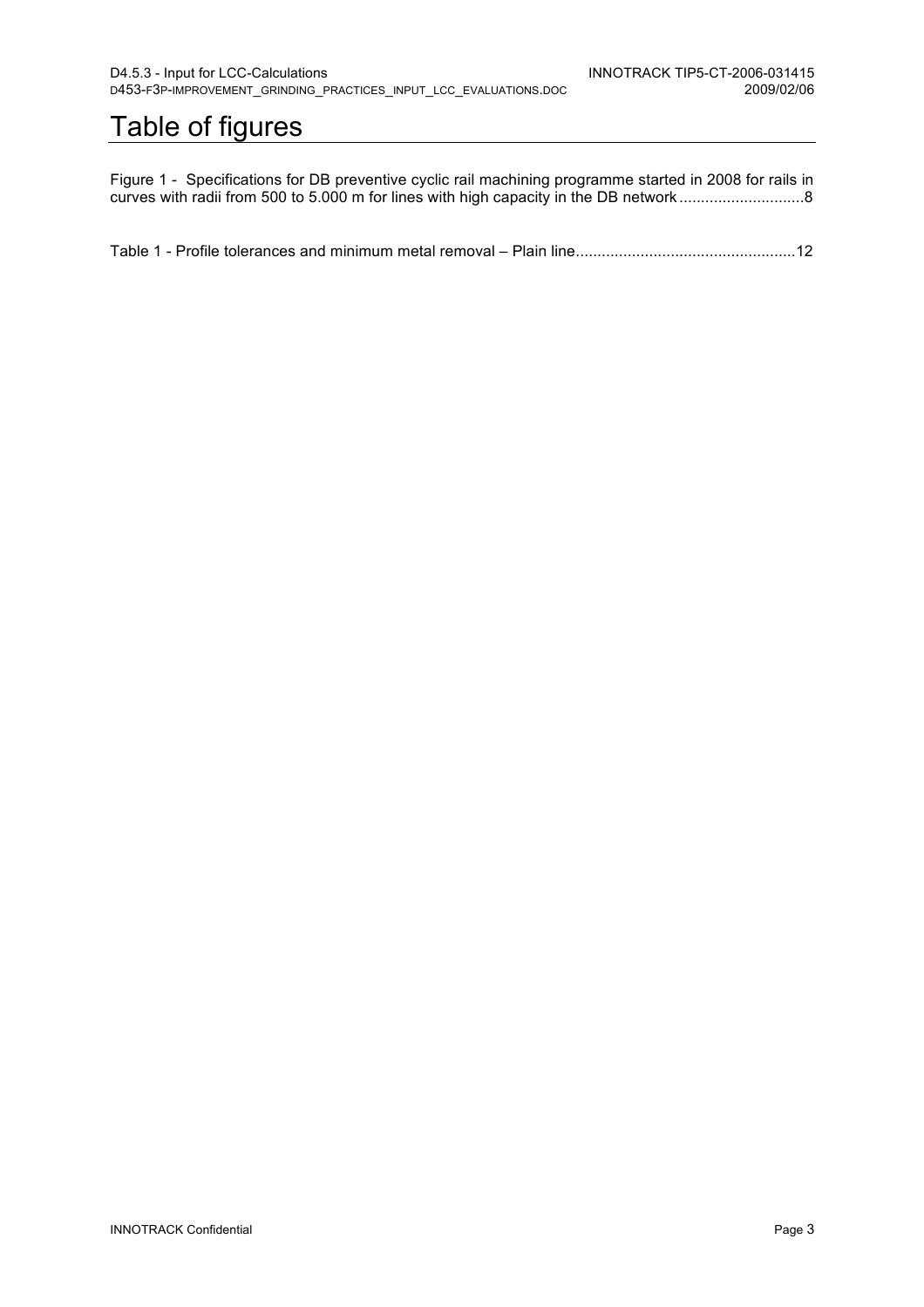# Table of figures

Figure 1 - Specifications for DB preventive cyclic rail machining programme started in 2008 for rails in curves with radii from 500 to 5.000 m for lines with high capacity in the DB network ............................8

Table 1 - Profile tolerances and minimum metal removal – Plain line..................................................12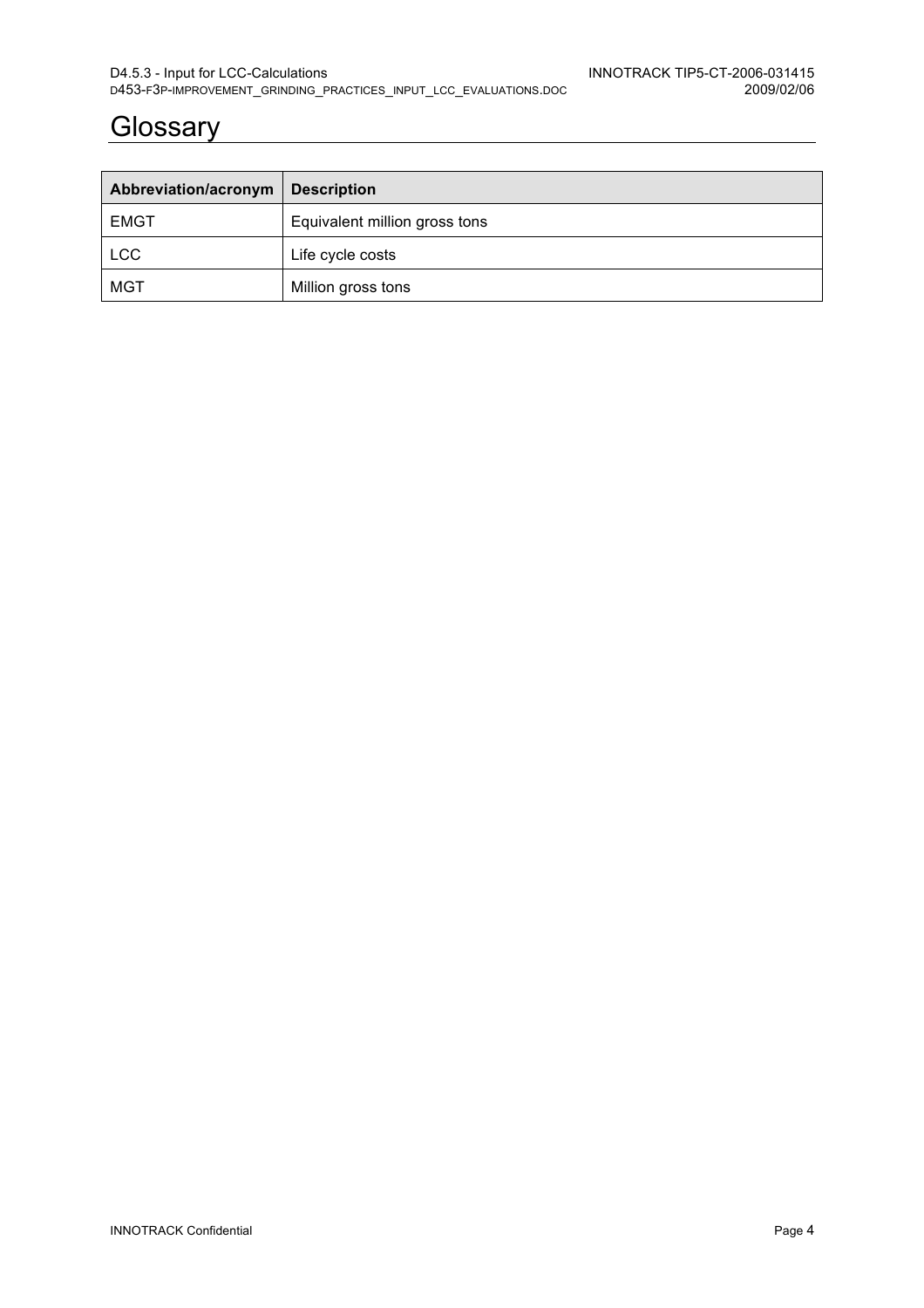# Glossary

| Abbreviation/acronym | Description |
| --- | --- |
| EMGT | Equivalent million gross tons |
| LCC | Life cycle costs |
| MGT | Million gross tons |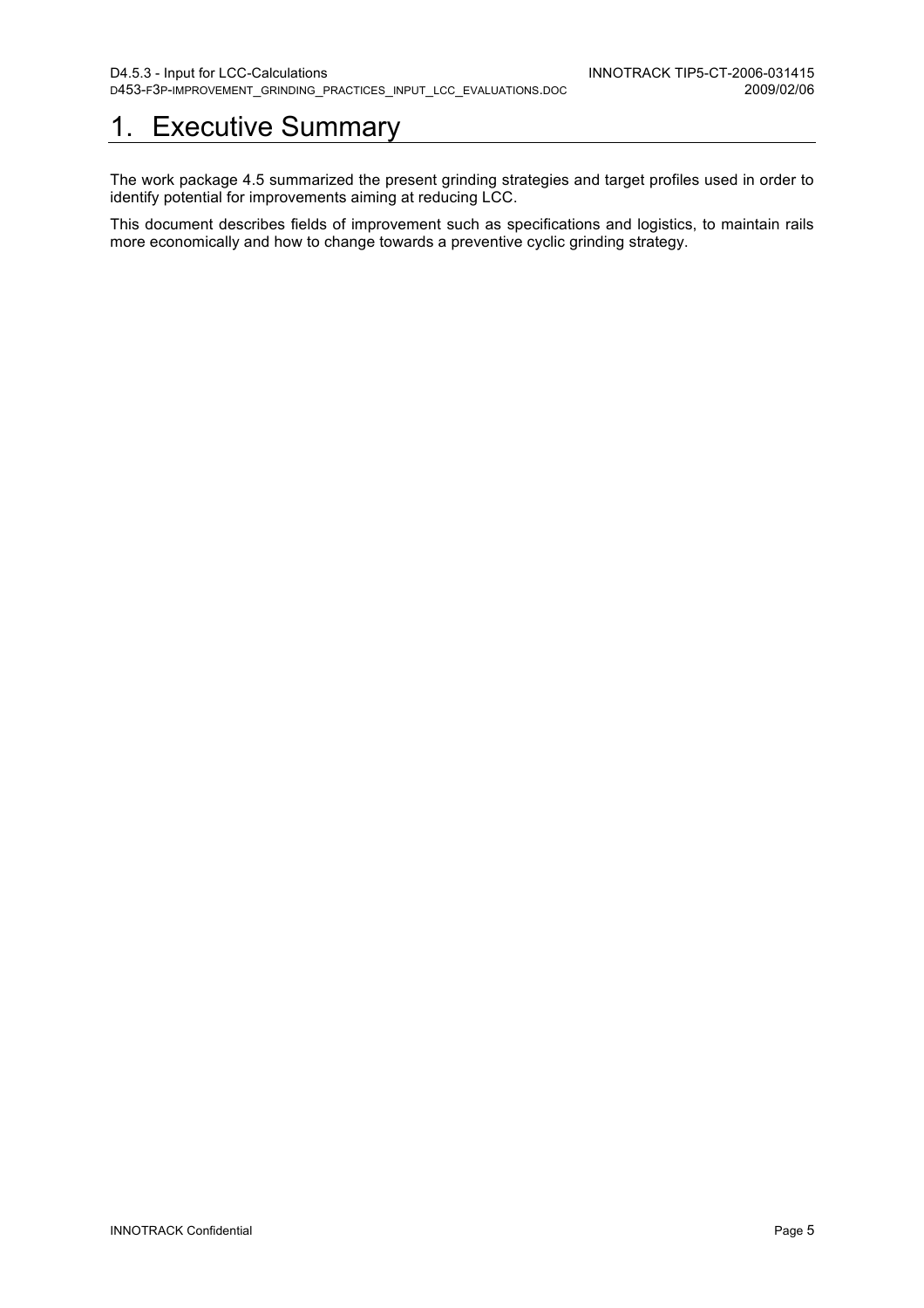# 1. Executive Summary

The work package 4.5 summarized the present grinding strategies and target profiles used in order to identify potential for improvements aiming at reducing LCC.

This document describes fields of improvement such as specifications and logistics, to maintain rails more economically and how to change towards a preventive cyclic grinding strategy.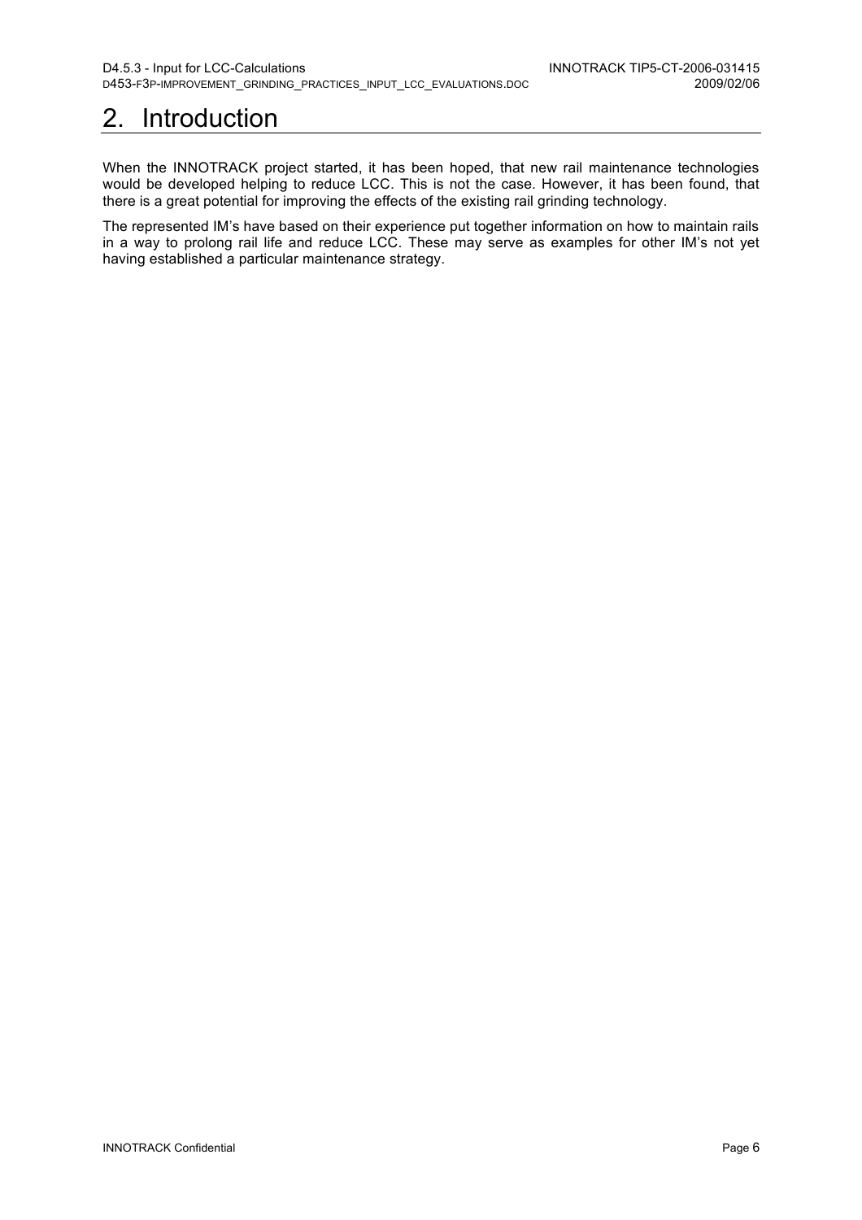# 2. Introduction

When the INNOTRACK project started, it has been hoped, that new rail maintenance technologies would be developed helping to reduce LCC. This is not the case. However, it has been found, that there is a great potential for improving the effects of the existing rail grinding technology.

The represented IM's have based on their experience put together information on how to maintain rails in a way to prolong rail life and reduce LCC. These may serve as examples for other IM's not yet having established a particular maintenance strategy.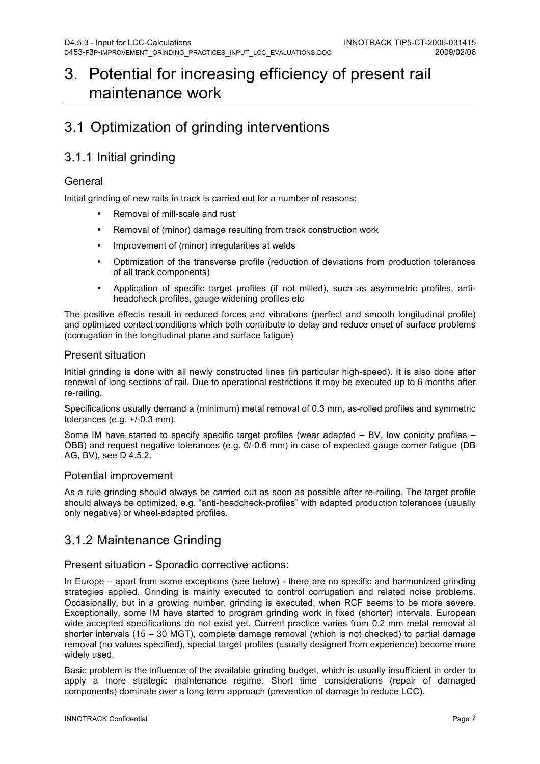# 3. Potential for increasing efficiency of present rail maintenance work

## 3.1 Optimization of grinding interventions

### 3.1.1 Initial grinding

#### General

Initial grinding of new rails in track is carried out for a number of reasons:

- Removal of mill-scale and rust
- Removal of (minor) damage resulting from track construction work
- Improvement of (minor) irregularities at welds
- Optimization of the transverse profile (reduction of deviations from production tolerances of all track components)
- Application of specific target profiles (if not milled), such as asymmetric profiles, anti-headcheck profiles, gauge widening profiles etc

The positive effects result in reduced forces and vibrations (perfect and smooth longitudinal profile) and optimized contact conditions which both contribute to delay and reduce onset of surface problems (corrugation in the longitudinal plane and surface fatigue)

#### Present situation

Initial grinding is done with all newly constructed lines (in particular high-speed). It is also done after renewal of long sections of rail. Due to operational restrictions it may be executed up to 6 months after re-railing.

Specifications usually demand a (minimum) metal removal of 0.3 mm, as-rolled profiles and symmetric tolerances (e.g. +/-0.3 mm).

Some IM have started to specify specific target profiles (wear adapted – BV, low conicity profiles – ÖBB) and request negative tolerances (e.g. 0/-0.6 mm) in case of expected gauge corner fatigue (DB AG, BV), see D 4.5.2.

#### Potential improvement

As a rule grinding should always be carried out as soon as possible after re-railing. The target profile should always be optimized, e.g. “anti-headcheck-profiles” with adapted production tolerances (usually only negative) or wheel-adapted profiles.

### 3.1.2 Maintenance Grinding

#### Present situation - Sporadic corrective actions:

In Europe – apart from some exceptions (see below) - there are no specific and harmonized grinding strategies applied. Grinding is mainly executed to control corrugation and related noise problems. Occasionally, but in a growing number, grinding is executed, when RCF seems to be more severe. Exceptionally, some IM have started to program grinding work in fixed (shorter) intervals. European wide accepted specifications do not exist yet. Current practice varies from 0.2 mm metal removal at shorter intervals (15 – 30 MGT), complete damage removal (which is not checked) to partial damage removal (no values specified), special target profiles (usually designed from experience) become more widely used.

Basic problem is the influence of the available grinding budget, which is usually insufficient in order to apply a more strategic maintenance regime. Short time considerations (repair of damaged components) dominate over a long term approach (prevention of damage to reduce LCC).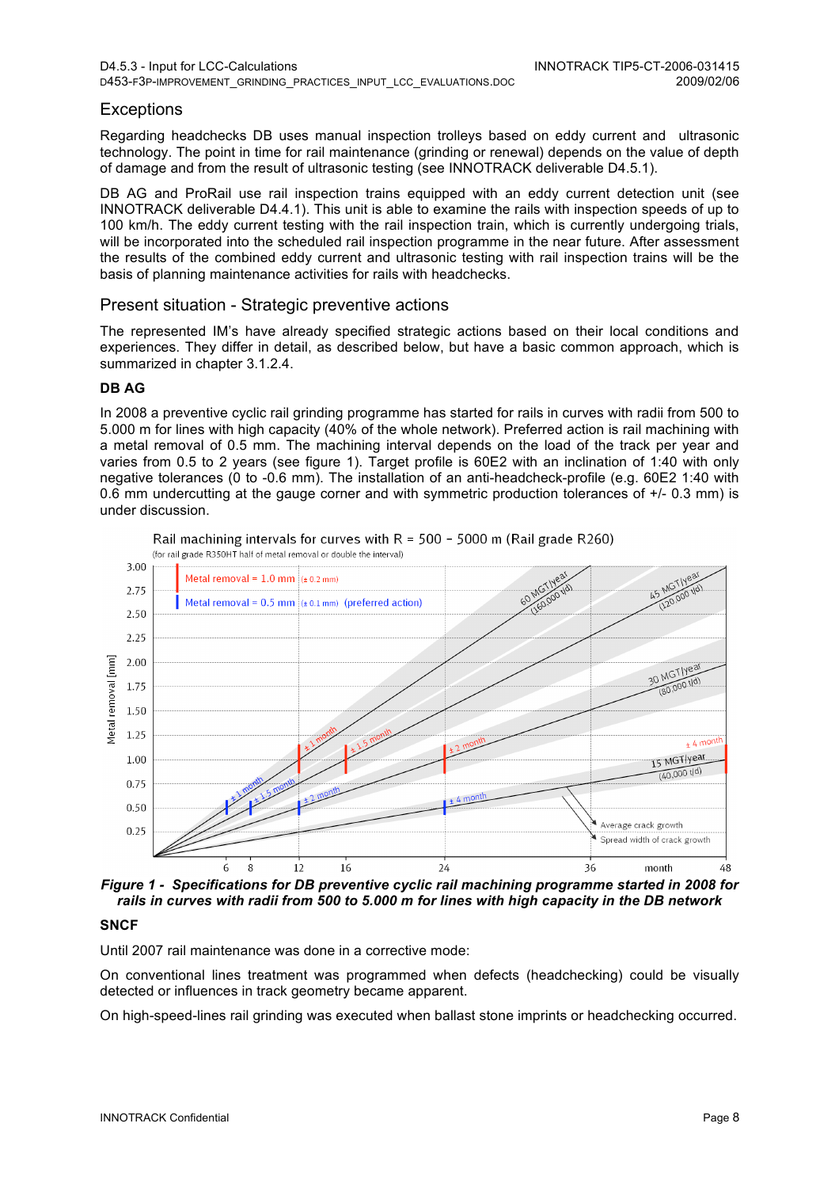## Exceptions

Regarding headchecks DB uses manual inspection trolleys based on eddy current and ultrasonic technology. The point in time for rail maintenance (grinding or renewal) depends on the value of depth of damage and from the result of ultrasonic testing (see INNOTRACK deliverable D4.5.1).

DB AG and ProRail use rail inspection trains equipped with an eddy current detection unit (see INNOTRACK deliverable D4.4.1). This unit is able to examine the rails with inspection speeds of up to 100 km/h. The eddy current testing with the rail inspection train, which is currently undergoing trials, will be incorporated into the scheduled rail inspection programme in the near future. After assessment the results of the combined eddy current and ultrasonic testing with rail inspection trains will be the basis of planning maintenance activities for rails with headchecks.

## Present situation - Strategic preventive actions

The represented IM's have already specified strategic actions based on their local conditions and experiences. They differ in detail, as described below, but have a basic common approach, which is summarized in chapter 3.1.2.4.

### DB AG

In 2008 a preventive cyclic rail grinding programme has started for rails in curves with radii from 500 to 5.000 m for lines with high capacity (40% of the whole network). Preferred action is rail machining with a metal removal of 0.5 mm. The machining interval depends on the load of the track per year and varies from 0.5 to 2 years (see figure 1). Target profile is 60E2 with an inclination of 1:40 with only negative tolerances (0 to -0.6 mm). The installation of an anti-headcheck-profile (e.g. 60E2 1:40 with 0.6 mm undercutting at the gauge corner and with symmetric production tolerances of +/- 0.3 mm) is under discussion.

Rail machining intervals for curves with R = 500 – 5000 m (Rail grade R260)
(for rail grade R350HT half of metal removal or double the interval)

Metal removal = 1.0 mm (± 0.2 mm)
Metal removal = 0.5 mm (± 0.1 mm) (preferred action)

60 MGT/year (160.000 t/d); 45 MGT/year (120.000 t/d); 30 MGT/year (80.000 t/d); 15 MGT/year (40.000 t/d)

± 1 month; ± 1.5 month; ± 2 month; ± 4 month

Average crack growth
Spread width of crack growth

Metal removal [mm]: 0.25, 0.50, 0.75, 1.00, 1.25, 1.50, 1.75, 2.00, 2.25, 2.50, 2.75, 3.00
month: 6, 8, 12, 16, 24, 36, 48

***Figure 1 - Specifications for DB preventive cyclic rail machining programme started in 2008 for rails in curves with radii from 500 to 5.000 m for lines with high capacity in the DB network***

### SNCF

Until 2007 rail maintenance was done in a corrective mode:

On conventional lines treatment was programmed when defects (headchecking) could be visually detected or influences in track geometry became apparent.

On high-speed-lines rail grinding was executed when ballast stone imprints or headchecking occurred.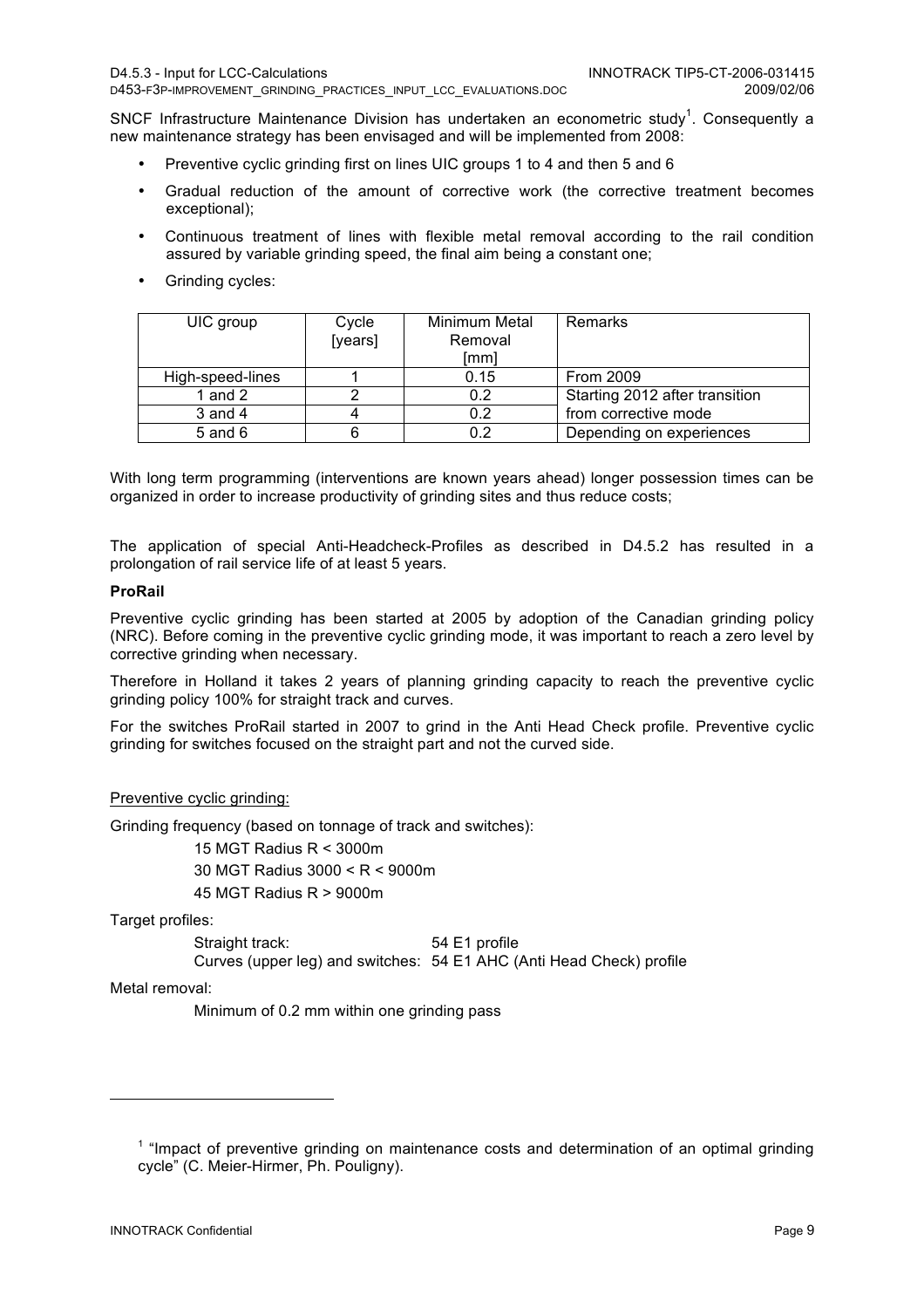SNCF Infrastructure Maintenance Division has undertaken an econometric study[1]. Consequently a new maintenance strategy has been envisaged and will be implemented from 2008:

- Preventive cyclic grinding first on lines UIC groups 1 to 4 and then 5 and 6
- Gradual reduction of the amount of corrective work (the corrective treatment becomes exceptional);
- Continuous treatment of lines with flexible metal removal according to the rail condition assured by variable grinding speed, the final aim being a constant one;
- Grinding cycles:

| UIC group | Cycle [years] | Minimum Metal Removal [mm] | Remarks |
|---|---|---|---|
| High-speed-lines | 1 | 0.15 | From 2009 |
| 1 and 2 | 2 | 0.2 | Starting 2012 after transition |
| 3 and 4 | 4 | 0.2 | from corrective mode |
| 5 and 6 | 6 | 0.2 | Depending on experiences |

With long term programming (interventions are known years ahead) longer possession times can be organized in order to increase productivity of grinding sites and thus reduce costs;

The application of special Anti-Headcheck-Profiles as described in D4.5.2 has resulted in a prolongation of rail service life of at least 5 years.

**ProRail**

Preventive cyclic grinding has been started at 2005 by adoption of the Canadian grinding policy (NRC). Before coming in the preventive cyclic grinding mode, it was important to reach a zero level by corrective grinding when necessary.

Therefore in Holland it takes 2 years of planning grinding capacity to reach the preventive cyclic grinding policy 100% for straight track and curves.

For the switches ProRail started in 2007 to grind in the Anti Head Check profile. Preventive cyclic grinding for switches focused on the straight part and not the curved side.

Preventive cyclic grinding:

Grinding frequency (based on tonnage of track and switches):

15 MGT Radius R < 3000m

30 MGT Radius 3000 < R < 9000m

45 MGT Radius R > 9000m

Target profiles:

Straight track: 54 E1 profile

Curves (upper leg) and switches: 54 E1 AHC (Anti Head Check) profile

Metal removal:

Minimum of 0.2 mm within one grinding pass

[1] "Impact of preventive grinding on maintenance costs and determination of an optimal grinding cycle" (C. Meier-Hirmer, Ph. Pouligny).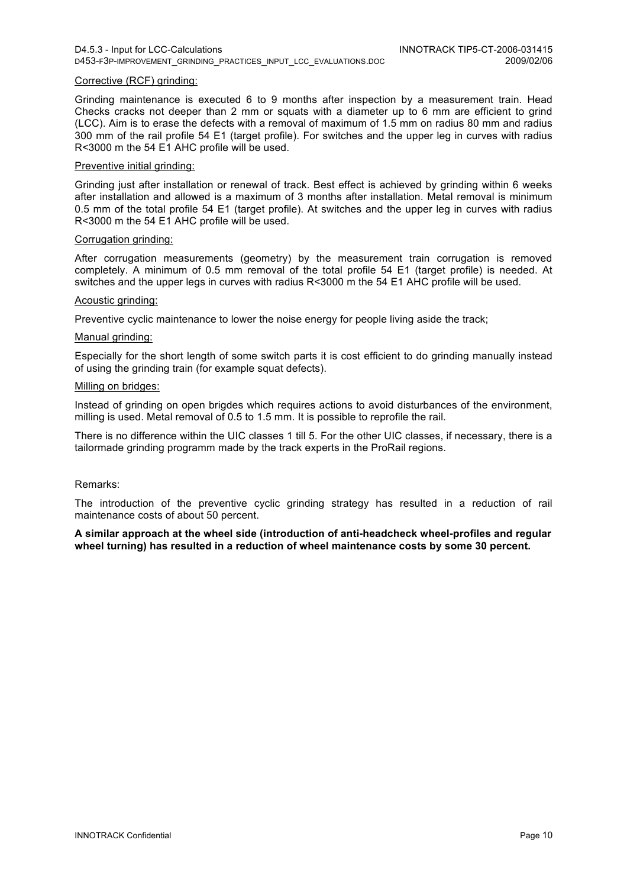Corrective (RCF) grinding:

Grinding maintenance is executed 6 to 9 months after inspection by a measurement train. Head Checks cracks not deeper than 2 mm or squats with a diameter up to 6 mm are efficient to grind (LCC). Aim is to erase the defects with a removal of maximum of 1.5 mm on radius 80 mm and radius 300 mm of the rail profile 54 E1 (target profile). For switches and the upper leg in curves with radius R<3000 m the 54 E1 AHC profile will be used.

Preventive initial grinding:

Grinding just after installation or renewal of track. Best effect is achieved by grinding within 6 weeks after installation and allowed is a maximum of 3 months after installation. Metal removal is minimum 0.5 mm of the total profile 54 E1 (target profile). At switches and the upper leg in curves with radius R<3000 m the 54 E1 AHC profile will be used.

Corrugation grinding:

After corrugation measurements (geometry) by the measurement train corrugation is removed completely. A minimum of 0.5 mm removal of the total profile 54 E1 (target profile) is needed. At switches and the upper legs in curves with radius R<3000 m the 54 E1 AHC profile will be used.

Acoustic grinding:

Preventive cyclic maintenance to lower the noise energy for people living aside the track;

Manual grinding:

Especially for the short length of some switch parts it is cost efficient to do grinding manually instead of using the grinding train (for example squat defects).

Milling on bridges:

Instead of grinding on open brigdes which requires actions to avoid disturbances of the environment, milling is used. Metal removal of 0.5 to 1.5 mm. It is possible to reprofile the rail.

There is no difference within the UIC classes 1 till 5. For the other UIC classes, if necessary, there is a tailormade grinding programm made by the track experts in the ProRail regions.

Remarks:

The introduction of the preventive cyclic grinding strategy has resulted in a reduction of rail maintenance costs of about 50 percent.

**A similar approach at the wheel side (introduction of anti-headcheck wheel-profiles and regular wheel turning) has resulted in a reduction of wheel maintenance costs by some 30 percent.**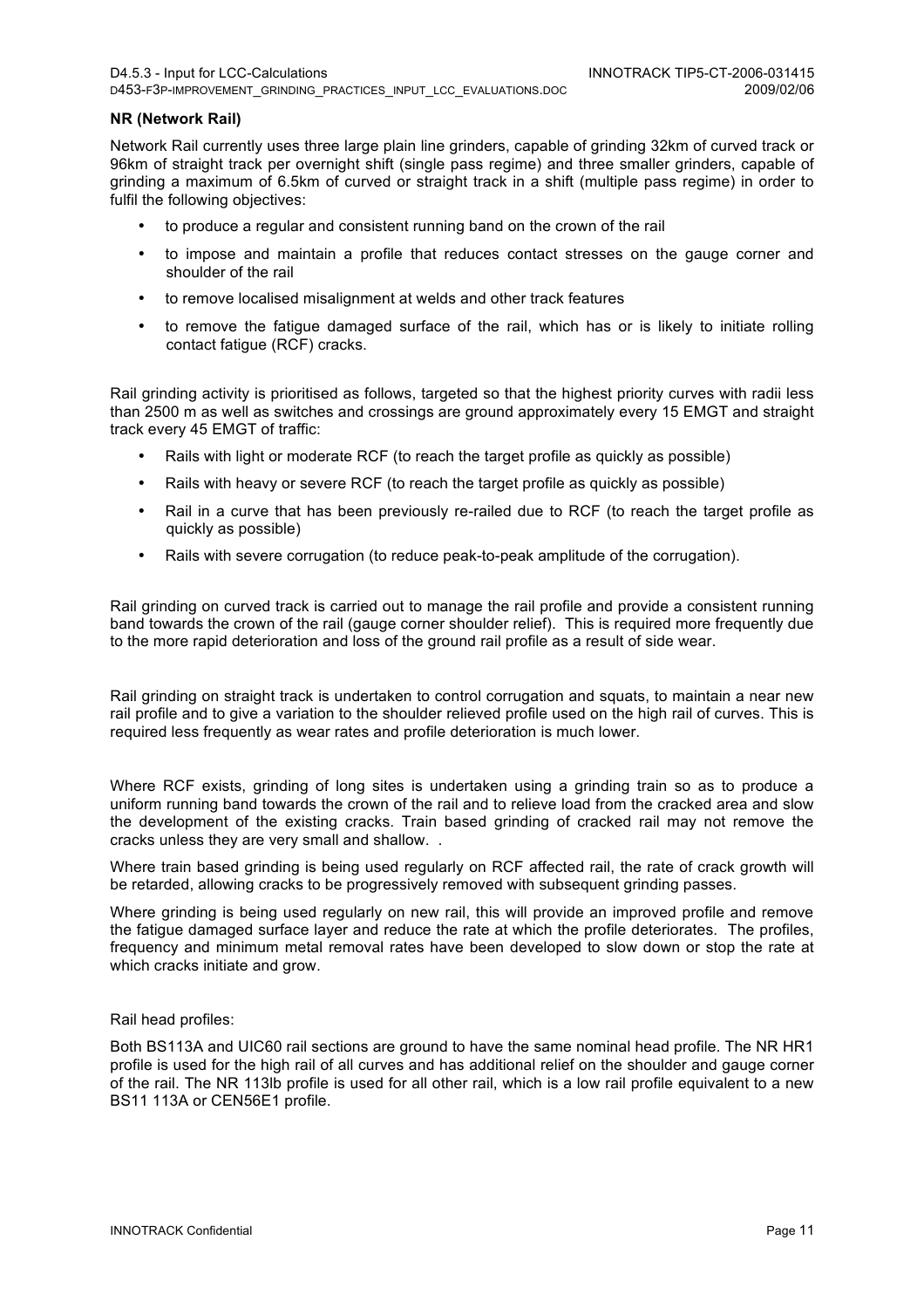**NR (Network Rail)**

Network Rail currently uses three large plain line grinders, capable of grinding 32km of curved track or 96km of straight track per overnight shift (single pass regime) and three smaller grinders, capable of grinding a maximum of 6.5km of curved or straight track in a shift (multiple pass regime) in order to fulfil the following objectives:

- to produce a regular and consistent running band on the crown of the rail
- to impose and maintain a profile that reduces contact stresses on the gauge corner and shoulder of the rail
- to remove localised misalignment at welds and other track features
- to remove the fatigue damaged surface of the rail, which has or is likely to initiate rolling contact fatigue (RCF) cracks.

Rail grinding activity is prioritised as follows, targeted so that the highest priority curves with radii less than 2500 m as well as switches and crossings are ground approximately every 15 EMGT and straight track every 45 EMGT of traffic:

- Rails with light or moderate RCF (to reach the target profile as quickly as possible)
- Rails with heavy or severe RCF (to reach the target profile as quickly as possible)
- Rail in a curve that has been previously re-railed due to RCF (to reach the target profile as quickly as possible)
- Rails with severe corrugation (to reduce peak-to-peak amplitude of the corrugation).

Rail grinding on curved track is carried out to manage the rail profile and provide a consistent running band towards the crown of the rail (gauge corner shoulder relief). This is required more frequently due to the more rapid deterioration and loss of the ground rail profile as a result of side wear.

Rail grinding on straight track is undertaken to control corrugation and squats, to maintain a near new rail profile and to give a variation to the shoulder relieved profile used on the high rail of curves. This is required less frequently as wear rates and profile deterioration is much lower.

Where RCF exists, grinding of long sites is undertaken using a grinding train so as to produce a uniform running band towards the crown of the rail and to relieve load from the cracked area and slow the development of the existing cracks. Train based grinding of cracked rail may not remove the cracks unless they are very small and shallow. .

Where train based grinding is being used regularly on RCF affected rail, the rate of crack growth will be retarded, allowing cracks to be progressively removed with subsequent grinding passes.

Where grinding is being used regularly on new rail, this will provide an improved profile and remove the fatigue damaged surface layer and reduce the rate at which the profile deteriorates. The profiles, frequency and minimum metal removal rates have been developed to slow down or stop the rate at which cracks initiate and grow.

Rail head profiles:

Both BS113A and UIC60 rail sections are ground to have the same nominal head profile. The NR HR1 profile is used for the high rail of all curves and has additional relief on the shoulder and gauge corner of the rail. The NR 113lb profile is used for all other rail, which is a low rail profile equivalent to a new BS11 113A or CEN56E1 profile.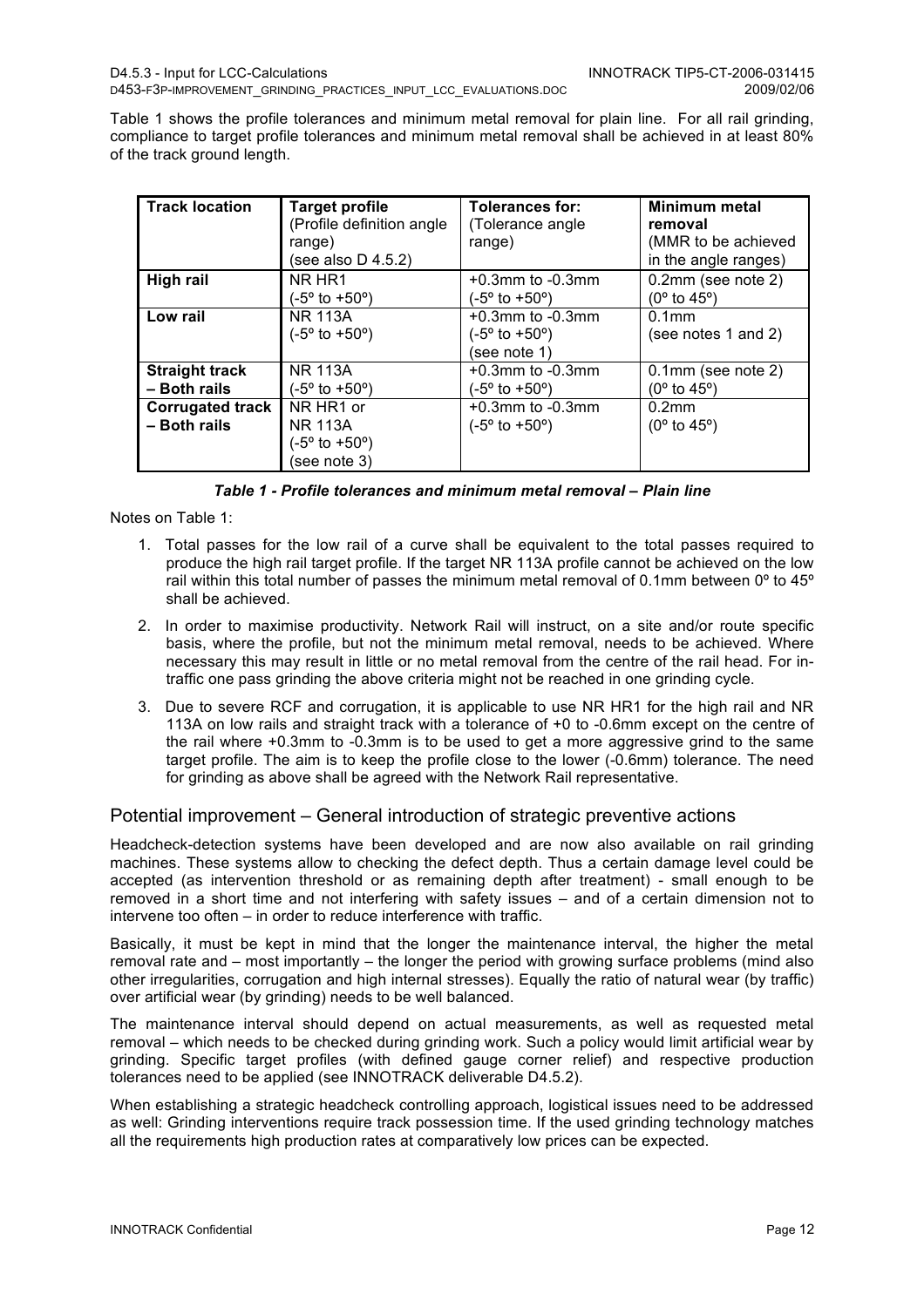Table 1 shows the profile tolerances and minimum metal removal for plain line. For all rail grinding, compliance to target profile tolerances and minimum metal removal shall be achieved in at least 80% of the track ground length.

| Track location | Target profile (Profile definition angle range) (see also D 4.5.2) | Tolerances for: (Tolerance angle range) | Minimum metal removal (MMR to be achieved in the angle ranges) |
|---|---|---|---|
| **High rail** | NR HR1 (-5º to +50º) | +0.3mm to -0.3mm (-5º to +50º) | 0.2mm (see note 2) (0º to 45º) |
| **Low rail** | NR 113A (-5º to +50º) | +0.3mm to -0.3mm (-5º to +50º) (see note 1) | 0.1mm (see notes 1 and 2) |
| **Straight track – Both rails** | NR 113A (-5º to +50º) | +0.3mm to -0.3mm (-5º to +50º) | 0.1mm (see note 2) (0º to 45º) |
| **Corrugated track – Both rails** | NR HR1 or NR 113A (-5º to +50º) (see note 3) | +0.3mm to -0.3mm (-5º to +50º) | 0.2mm (0º to 45º) |

***Table 1 - Profile tolerances and minimum metal removal – Plain line***

Notes on Table 1:

1. Total passes for the low rail of a curve shall be equivalent to the total passes required to produce the high rail target profile. If the target NR 113A profile cannot be achieved on the low rail within this total number of passes the minimum metal removal of 0.1mm between 0º to 45º shall be achieved.
2. In order to maximise productivity. Network Rail will instruct, on a site and/or route specific basis, where the profile, but not the minimum metal removal, needs to be achieved. Where necessary this may result in little or no metal removal from the centre of the rail head. For in-traffic one pass grinding the above criteria might not be reached in one grinding cycle.
3. Due to severe RCF and corrugation, it is applicable to use NR HR1 for the high rail and NR 113A on low rails and straight track with a tolerance of +0 to -0.6mm except on the centre of the rail where +0.3mm to -0.3mm is to be used to get a more aggressive grind to the same target profile. The aim is to keep the profile close to the lower (-0.6mm) tolerance. The need for grinding as above shall be agreed with the Network Rail representative.

## Potential improvement – General introduction of strategic preventive actions

Headcheck-detection systems have been developed and are now also available on rail grinding machines. These systems allow to checking the defect depth. Thus a certain damage level could be accepted (as intervention threshold or as remaining depth after treatment) - small enough to be removed in a short time and not interfering with safety issues – and of a certain dimension not to intervene too often – in order to reduce interference with traffic.

Basically, it must be kept in mind that the longer the maintenance interval, the higher the metal removal rate and – most importantly – the longer the period with growing surface problems (mind also other irregularities, corrugation and high internal stresses). Equally the ratio of natural wear (by traffic) over artificial wear (by grinding) needs to be well balanced.

The maintenance interval should depend on actual measurements, as well as requested metal removal – which needs to be checked during grinding work. Such a policy would limit artificial wear by grinding. Specific target profiles (with defined gauge corner relief) and respective production tolerances need to be applied (see INNOTRACK deliverable D4.5.2).

When establishing a strategic headcheck controlling approach, logistical issues need to be addressed as well: Grinding interventions require track possession time. If the used grinding technology matches all the requirements high production rates at comparatively low prices can be expected.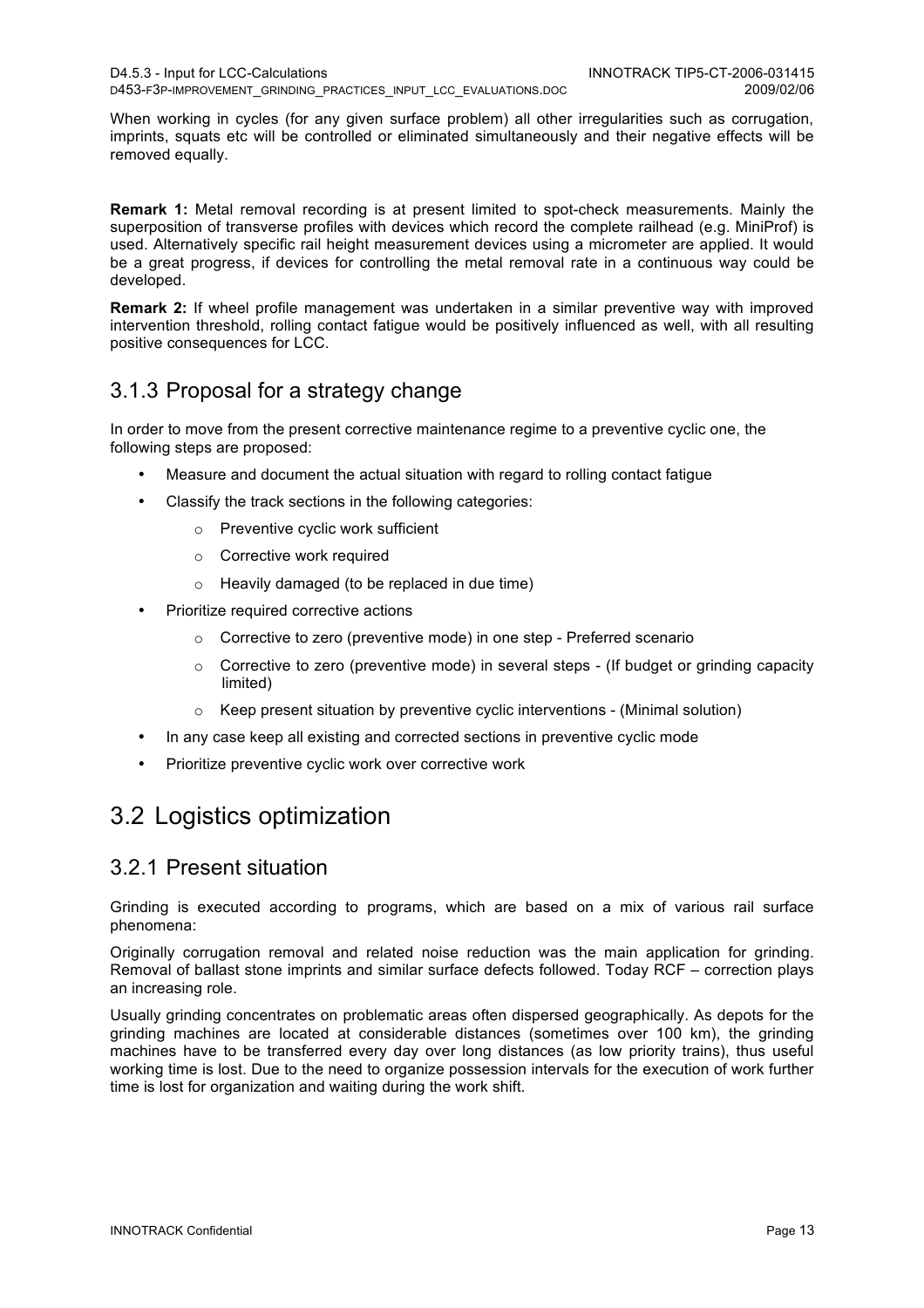When working in cycles (for any given surface problem) all other irregularities such as corrugation, imprints, squats etc will be controlled or eliminated simultaneously and their negative effects will be removed equally.

**Remark 1:** Metal removal recording is at present limited to spot-check measurements. Mainly the superposition of transverse profiles with devices which record the complete railhead (e.g. MiniProf) is used. Alternatively specific rail height measurement devices using a micrometer are applied. It would be a great progress, if devices for controlling the metal removal rate in a continuous way could be developed.

**Remark 2:** If wheel profile management was undertaken in a similar preventive way with improved intervention threshold, rolling contact fatigue would be positively influenced as well, with all resulting positive consequences for LCC.

### 3.1.3 Proposal for a strategy change

In order to move from the present corrective maintenance regime to a preventive cyclic one, the following steps are proposed:

- Measure and document the actual situation with regard to rolling contact fatigue
- Classify the track sections in the following categories:
  - Preventive cyclic work sufficient
  - Corrective work required
  - Heavily damaged (to be replaced in due time)
- Prioritize required corrective actions
  - Corrective to zero (preventive mode) in one step - Preferred scenario
  - Corrective to zero (preventive mode) in several steps - (If budget or grinding capacity limited)
  - Keep present situation by preventive cyclic interventions - (Minimal solution)
- In any case keep all existing and corrected sections in preventive cyclic mode
- Prioritize preventive cyclic work over corrective work

## 3.2 Logistics optimization

### 3.2.1 Present situation

Grinding is executed according to programs, which are based on a mix of various rail surface phenomena:

Originally corrugation removal and related noise reduction was the main application for grinding. Removal of ballast stone imprints and similar surface defects followed. Today RCF – correction plays an increasing role.

Usually grinding concentrates on problematic areas often dispersed geographically. As depots for the grinding machines are located at considerable distances (sometimes over 100 km), the grinding machines have to be transferred every day over long distances (as low priority trains), thus useful working time is lost. Due to the need to organize possession intervals for the execution of work further time is lost for organization and waiting during the work shift.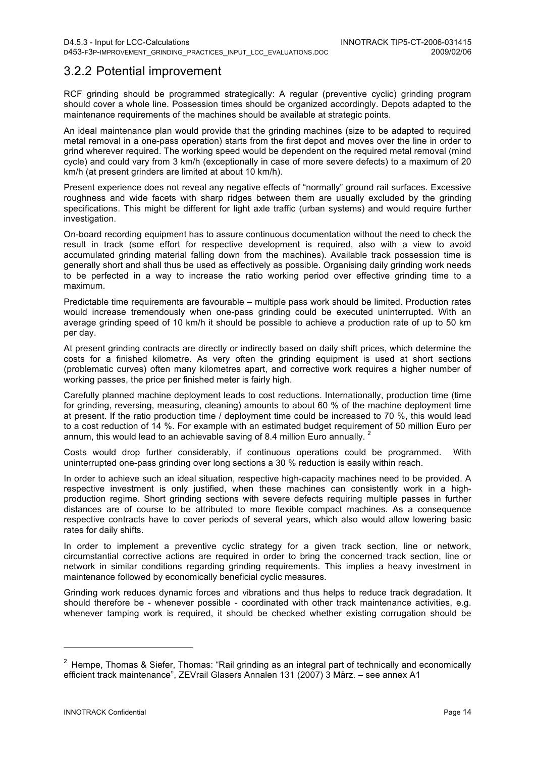## 3.2.2 Potential improvement

RCF grinding should be programmed strategically: A regular (preventive cyclic) grinding program should cover a whole line. Possession times should be organized accordingly. Depots adapted to the maintenance requirements of the machines should be available at strategic points.

An ideal maintenance plan would provide that the grinding machines (size to be adapted to required metal removal in a one-pass operation) starts from the first depot and moves over the line in order to grind wherever required. The working speed would be dependent on the required metal removal (mind cycle) and could vary from 3 km/h (exceptionally in case of more severe defects) to a maximum of 20 km/h (at present grinders are limited at about 10 km/h).

Present experience does not reveal any negative effects of "normally" ground rail surfaces. Excessive roughness and wide facets with sharp ridges between them are usually excluded by the grinding specifications. This might be different for light axle traffic (urban systems) and would require further investigation.

On-board recording equipment has to assure continuous documentation without the need to check the result in track (some effort for respective development is required, also with a view to avoid accumulated grinding material falling down from the machines). Available track possession time is generally short and shall thus be used as effectively as possible. Organising daily grinding work needs to be perfected in a way to increase the ratio working period over effective grinding time to a maximum.

Predictable time requirements are favourable – multiple pass work should be limited. Production rates would increase tremendously when one-pass grinding could be executed uninterrupted. With an average grinding speed of 10 km/h it should be possible to achieve a production rate of up to 50 km per day.

At present grinding contracts are directly or indirectly based on daily shift prices, which determine the costs for a finished kilometre. As very often the grinding equipment is used at short sections (problematic curves) often many kilometres apart, and corrective work requires a higher number of working passes, the price per finished meter is fairly high.

Carefully planned machine deployment leads to cost reductions. Internationally, production time (time for grinding, reversing, measuring, cleaning) amounts to about 60 % of the machine deployment time at present. If the ratio production time / deployment time could be increased to 70 %, this would lead to a cost reduction of 14 %. For example with an estimated budget requirement of 50 million Euro per annum, this would lead to an achievable saving of 8.4 million Euro annually. [2]

Costs would drop further considerably, if continuous operations could be programmed. With uninterrupted one-pass grinding over long sections a 30 % reduction is easily within reach.

In order to achieve such an ideal situation, respective high-capacity machines need to be provided. A respective investment is only justified, when these machines can consistently work in a high-production regime. Short grinding sections with severe defects requiring multiple passes in further distances are of course to be attributed to more flexible compact machines. As a consequence respective contracts have to cover periods of several years, which also would allow lowering basic rates for daily shifts.

In order to implement a preventive cyclic strategy for a given track section, line or network, circumstantial corrective actions are required in order to bring the concerned track section, line or network in similar conditions regarding grinding requirements. This implies a heavy investment in maintenance followed by economically beneficial cyclic measures.

Grinding work reduces dynamic forces and vibrations and thus helps to reduce track degradation. It should therefore be - whenever possible - coordinated with other track maintenance activities, e.g. whenever tamping work is required, it should be checked whether existing corrugation should be

---

[2] Hempe, Thomas & Siefer, Thomas: "Rail grinding as an integral part of technically and economically efficient track maintenance", ZEVrail Glasers Annalen 131 (2007) 3 März. – see annex A1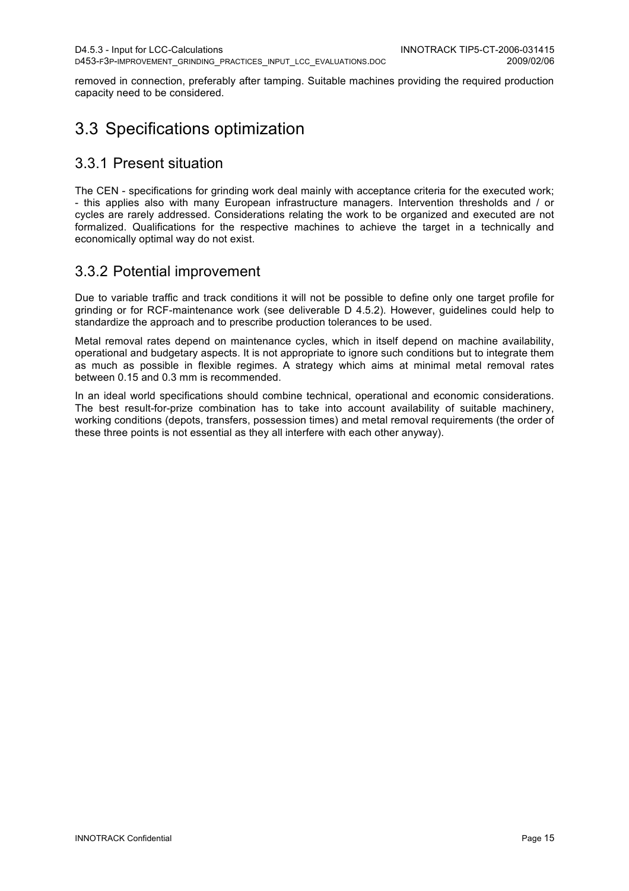removed in connection, preferably after tamping. Suitable machines providing the required production capacity need to be considered.

## 3.3 Specifications optimization

### 3.3.1 Present situation

The CEN - specifications for grinding work deal mainly with acceptance criteria for the executed work; - this applies also with many European infrastructure managers. Intervention thresholds and / or cycles are rarely addressed. Considerations relating the work to be organized and executed are not formalized. Qualifications for the respective machines to achieve the target in a technically and economically optimal way do not exist.

### 3.3.2 Potential improvement

Due to variable traffic and track conditions it will not be possible to define only one target profile for grinding or for RCF-maintenance work (see deliverable D 4.5.2). However, guidelines could help to standardize the approach and to prescribe production tolerances to be used.

Metal removal rates depend on maintenance cycles, which in itself depend on machine availability, operational and budgetary aspects. It is not appropriate to ignore such conditions but to integrate them as much as possible in flexible regimes. A strategy which aims at minimal metal removal rates between 0.15 and 0.3 mm is recommended.

In an ideal world specifications should combine technical, operational and economic considerations. The best result-for-prize combination has to take into account availability of suitable machinery, working conditions (depots, transfers, possession times) and metal removal requirements (the order of these three points is not essential as they all interfere with each other anyway).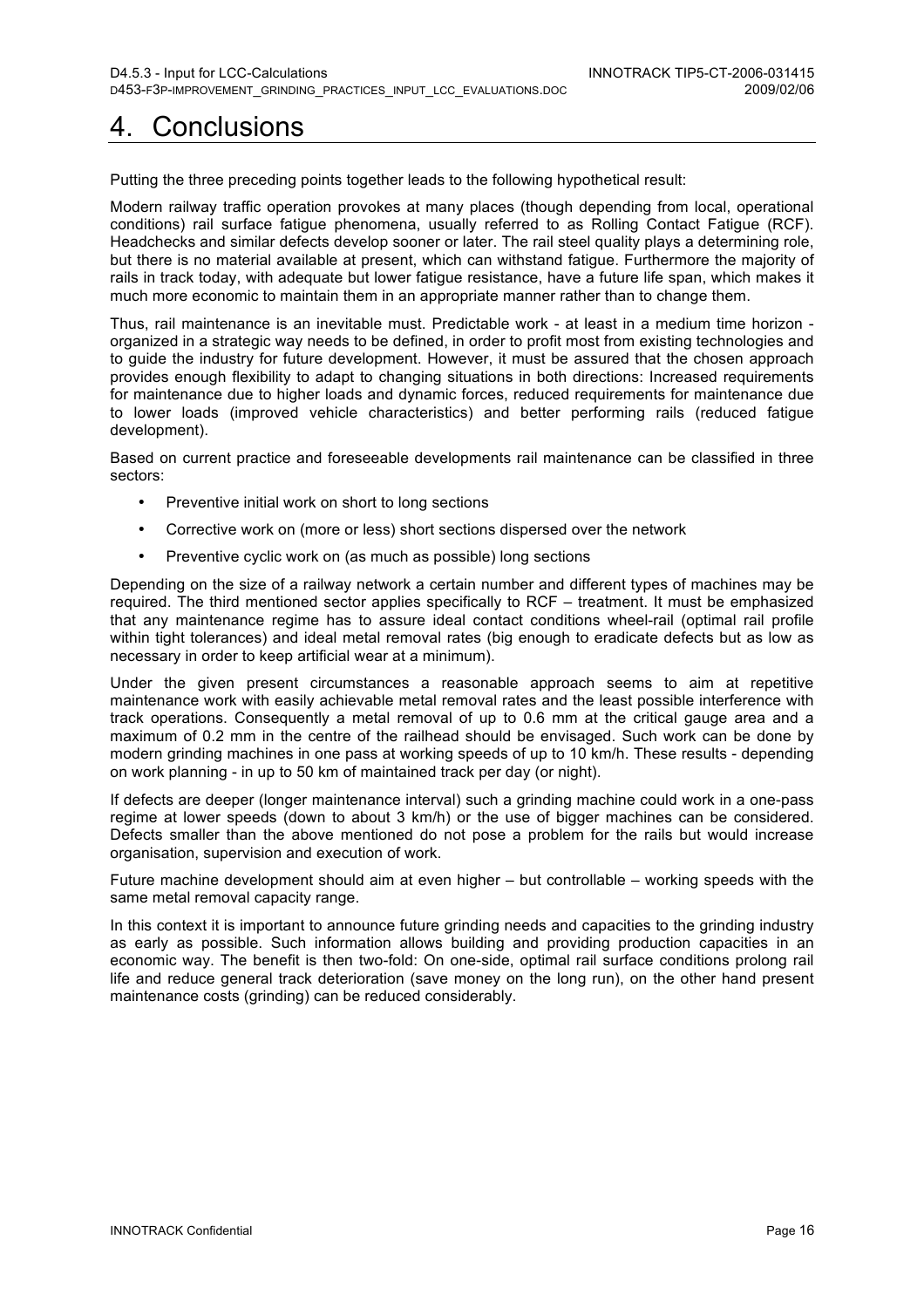# 4. Conclusions

Putting the three preceding points together leads to the following hypothetical result:

Modern railway traffic operation provokes at many places (though depending from local, operational conditions) rail surface fatigue phenomena, usually referred to as Rolling Contact Fatigue (RCF). Headchecks and similar defects develop sooner or later. The rail steel quality plays a determining role, but there is no material available at present, which can withstand fatigue. Furthermore the majority of rails in track today, with adequate but lower fatigue resistance, have a future life span, which makes it much more economic to maintain them in an appropriate manner rather than to change them.

Thus, rail maintenance is an inevitable must. Predictable work - at least in a medium time horizon - organized in a strategic way needs to be defined, in order to profit most from existing technologies and to guide the industry for future development. However, it must be assured that the chosen approach provides enough flexibility to adapt to changing situations in both directions: Increased requirements for maintenance due to higher loads and dynamic forces, reduced requirements for maintenance due to lower loads (improved vehicle characteristics) and better performing rails (reduced fatigue development).

Based on current practice and foreseeable developments rail maintenance can be classified in three sectors:

- Preventive initial work on short to long sections
- Corrective work on (more or less) short sections dispersed over the network
- Preventive cyclic work on (as much as possible) long sections

Depending on the size of a railway network a certain number and different types of machines may be required. The third mentioned sector applies specifically to RCF – treatment. It must be emphasized that any maintenance regime has to assure ideal contact conditions wheel-rail (optimal rail profile within tight tolerances) and ideal metal removal rates (big enough to eradicate defects but as low as necessary in order to keep artificial wear at a minimum).

Under the given present circumstances a reasonable approach seems to aim at repetitive maintenance work with easily achievable metal removal rates and the least possible interference with track operations. Consequently a metal removal of up to 0.6 mm at the critical gauge area and a maximum of 0.2 mm in the centre of the railhead should be envisaged. Such work can be done by modern grinding machines in one pass at working speeds of up to 10 km/h. These results - depending on work planning - in up to 50 km of maintained track per day (or night).

If defects are deeper (longer maintenance interval) such a grinding machine could work in a one-pass regime at lower speeds (down to about 3 km/h) or the use of bigger machines can be considered. Defects smaller than the above mentioned do not pose a problem for the rails but would increase organisation, supervision and execution of work.

Future machine development should aim at even higher – but controllable – working speeds with the same metal removal capacity range.

In this context it is important to announce future grinding needs and capacities to the grinding industry as early as possible. Such information allows building and providing production capacities in an economic way. The benefit is then two-fold: On one-side, optimal rail surface conditions prolong rail life and reduce general track deterioration (save money on the long run), on the other hand present maintenance costs (grinding) can be reduced considerably.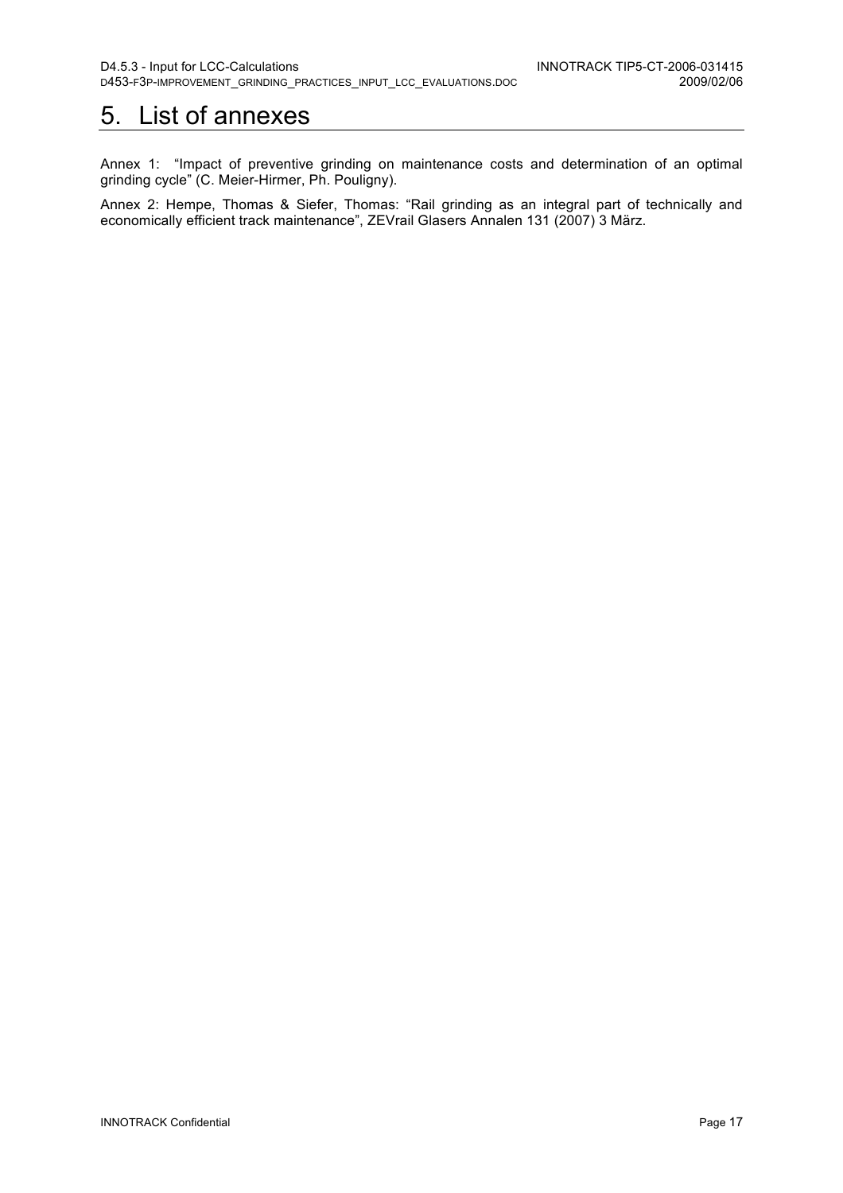# 5. List of annexes

Annex 1: "Impact of preventive grinding on maintenance costs and determination of an optimal grinding cycle" (C. Meier-Hirmer, Ph. Pouligny).

Annex 2: Hempe, Thomas & Siefer, Thomas: "Rail grinding as an integral part of technically and economically efficient track maintenance", ZEVrail Glasers Annalen 131 (2007) 3 März.